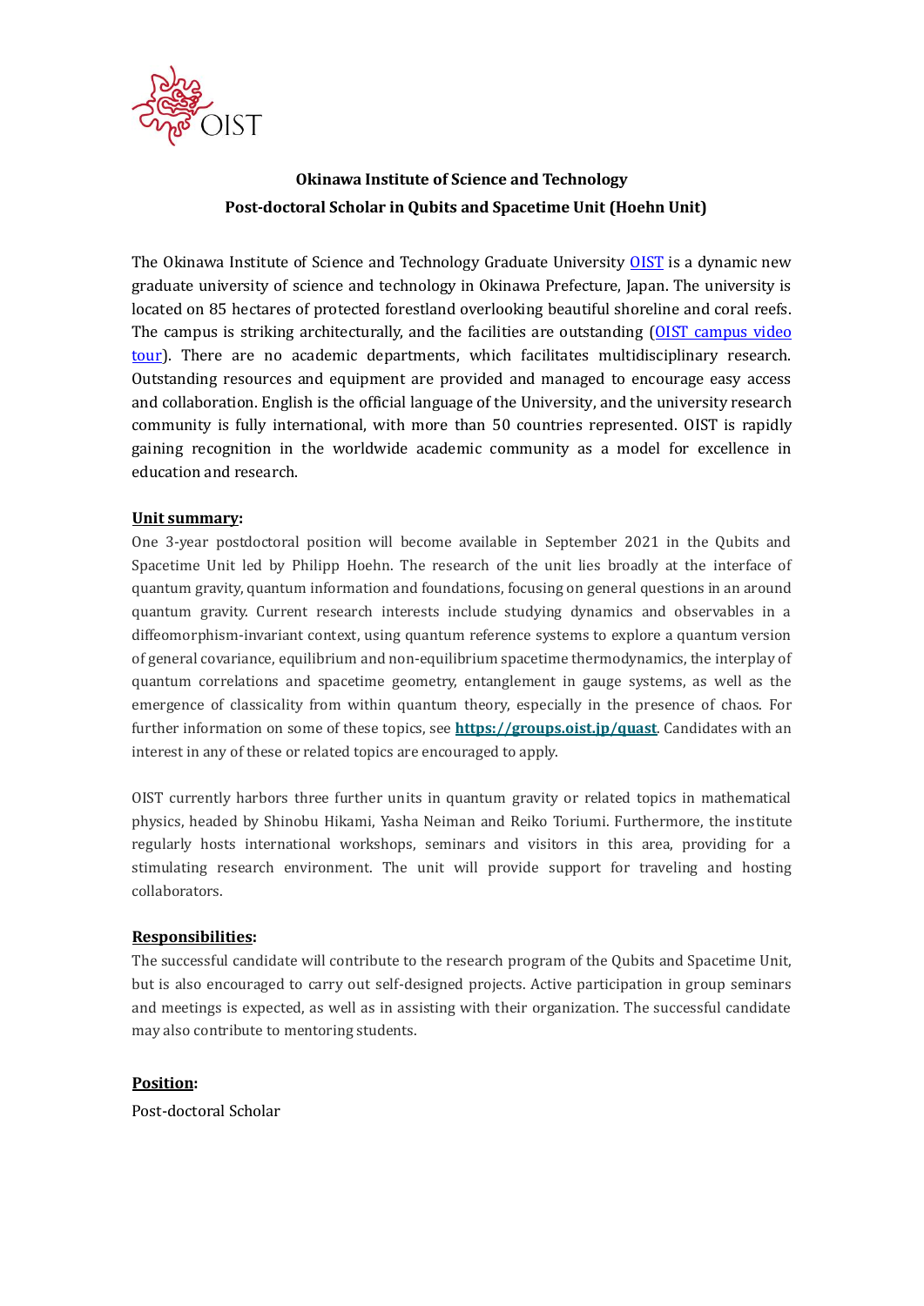**Okinawa Institute of Science and Technology**
**Post-doctoral Scholar in Qubits and Spacetime Unit (Hoehn Unit)**

The Okinawa Institute of Science and Technology Graduate University [OIST](https://www.oist.jp) is a dynamic new graduate university of science and technology in Okinawa Prefecture, Japan. The university is located on 85 hectares of protected forestland overlooking beautiful shoreline and coral reefs. The campus is striking architecturally, and the facilities are outstanding (OIST campus video tour). There are no academic departments, which facilitates multidisciplinary research. Outstanding resources and equipment are provided and managed to encourage easy access and collaboration. English is the official language of the University, and the university research community is fully international, with more than 50 countries represented. OIST is rapidly gaining recognition in the worldwide academic community as a model for excellence in education and research.

**Unit summary:**

One 3-year postdoctoral position will become available in September 2021 in the Qubits and Spacetime Unit led by Philipp Hoehn. The research of the unit lies broadly at the interface of quantum gravity, quantum information and foundations, focusing on general questions in an around quantum gravity. Current research interests include studying dynamics and observables in a diffeomorphism-invariant context, using quantum reference systems to explore a quantum version of general covariance, equilibrium and non-equilibrium spacetime thermodynamics, the interplay of quantum correlations and spacetime geometry, entanglement in gauge systems, as well as the emergence of classicality from within quantum theory, especially in the presence of chaos. For further information on some of these topics, see **https://groups.oist.jp/quast**. Candidates with an interest in any of these or related topics are encouraged to apply.

OIST currently harbors three further units in quantum gravity or related topics in mathematical physics, headed by Shinobu Hikami, Yasha Neiman and Reiko Toriumi. Furthermore, the institute regularly hosts international workshops, seminars and visitors in this area, providing for a stimulating research environment. The unit will provide support for traveling and hosting collaborators.

**Responsibilities:**

The successful candidate will contribute to the research program of the Qubits and Spacetime Unit, but is also encouraged to carry out self-designed projects. Active participation in group seminars and meetings is expected, as well as in assisting with their organization. The successful candidate may also contribute to mentoring students.

**Position:**

Post-doctoral Scholar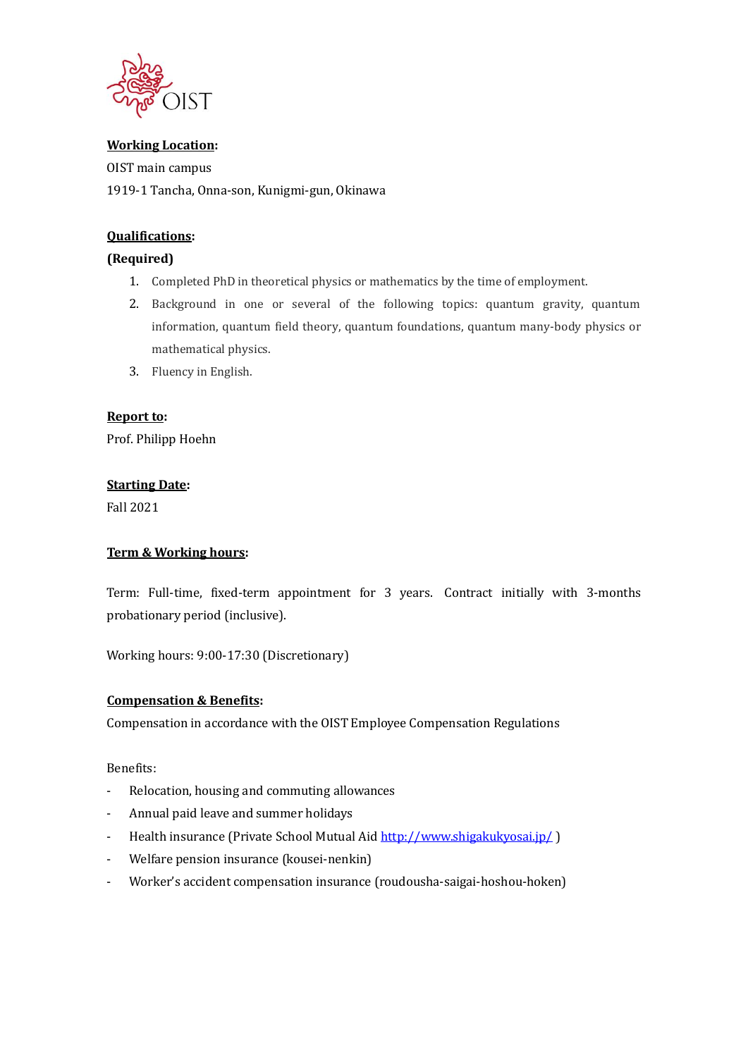**Working Location**:

OIST main campus

1919-1 Tancha, Onna-son, Kunigmi-gun, Okinawa

**Qualifications**:

**(Required)**

1. Completed PhD in theoretical physics or mathematics by the time of employment.
2. Background in one or several of the following topics: quantum gravity, quantum information, quantum field theory, quantum foundations, quantum many-body physics or mathematical physics.
3. Fluency in English.

**Report to**:

Prof. Philipp Hoehn

**Starting Date**:

Fall 2021

**Term & Working hours**:

Term: Full-time, fixed-term appointment for 3 years. Contract initially with 3-months probationary period (inclusive).

Working hours: 9:00-17:30 (Discretionary)

**Compensation & Benefits**:

Compensation in accordance with the OIST Employee Compensation Regulations

Benefits:

- Relocation, housing and commuting allowances
- Annual paid leave and summer holidays
- Health insurance (Private School Mutual Aid http://www.shigakukyosai.jp/ )
- Welfare pension insurance (kousei-nenkin)
- Worker's accident compensation insurance (roudousha-saigai-hoshou-hoken)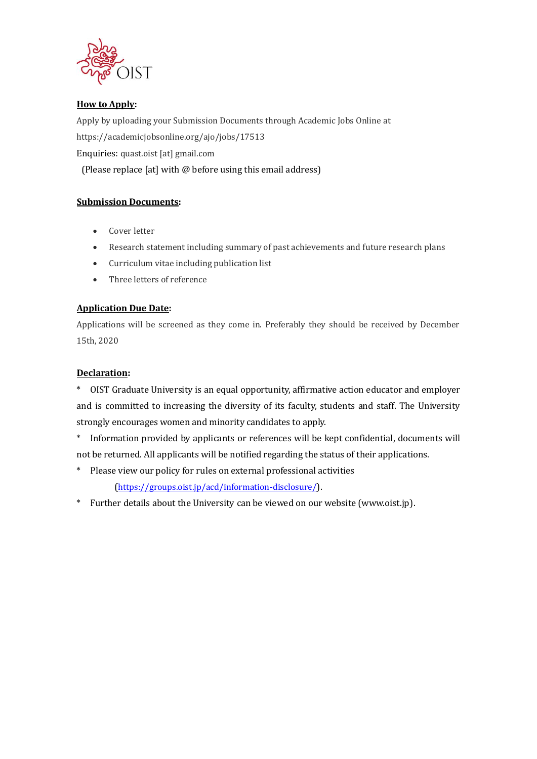**How to Apply:**

Apply by uploading your Submission Documents through Academic Jobs Online at https://academicjobsonline.org/ajo/jobs/17513

Enquiries: quast.oist [at] gmail.com

(Please replace [at] with @ before using this email address)

**Submission Documents:**

- Cover letter
- Research statement including summary of past achievements and future research plans
- Curriculum vitae including publication list
- Three letters of reference

**Application Due Date:**

Applications will be screened as they come in. Preferably they should be received by December 15th, 2020

**Declaration:**

* OIST Graduate University is an equal opportunity, affirmative action educator and employer and is committed to increasing the diversity of its faculty, students and staff. The University strongly encourages women and minority candidates to apply.

* Information provided by applicants or references will be kept confidential, documents will not be returned. All applicants will be notified regarding the status of their applications.

* Please view our policy for rules on external professional activities (https://groups.oist.jp/acd/information-disclosure/).

* Further details about the University can be viewed on our website (www.oist.jp).